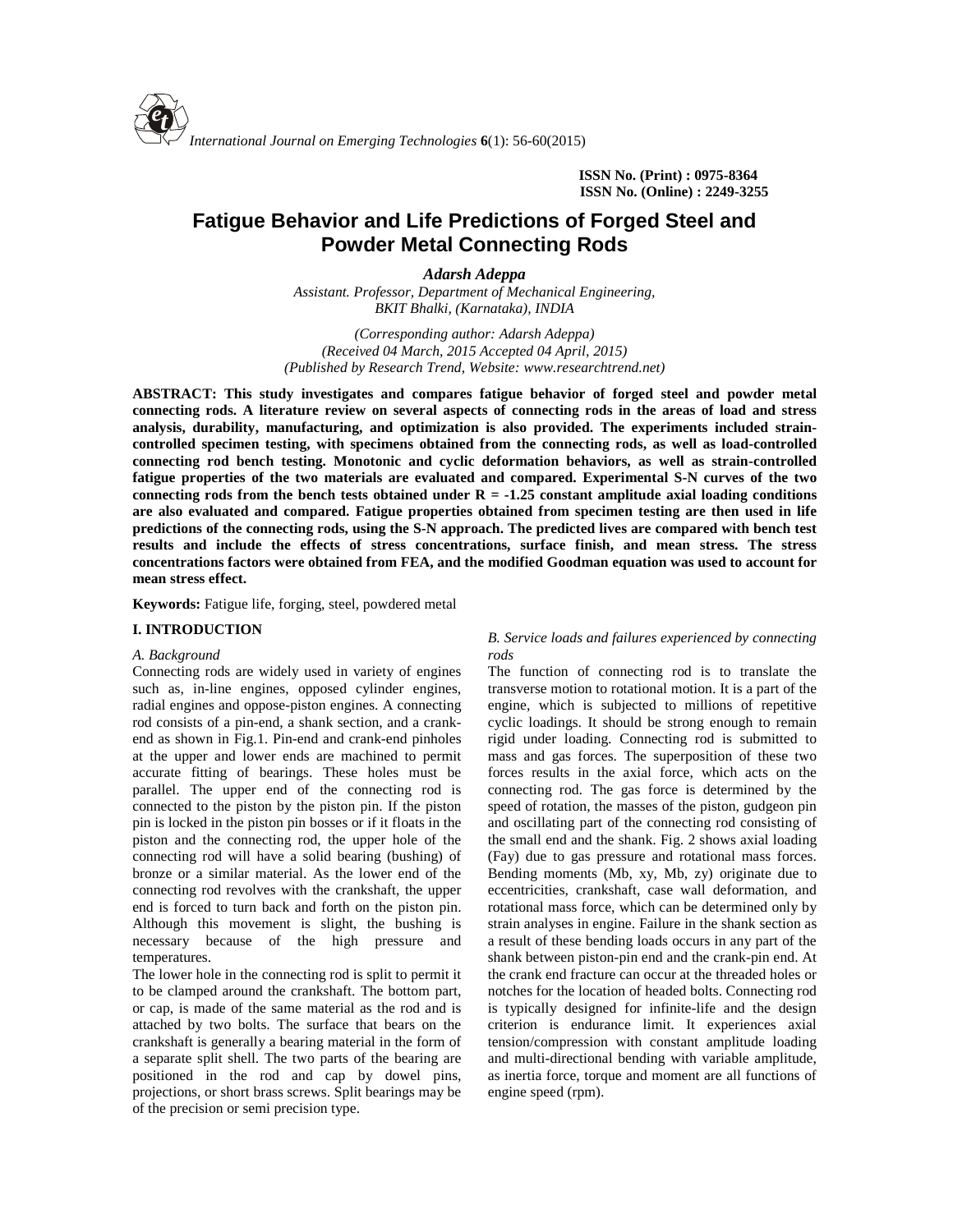ISSN No. (Print) : 0975-8364
ISSN No. (Online) : 2249-3255

# Fatigue Behavior and Life Predictions of Forged Steel and Powder Metal Connecting Rods

***Adarsh Adeppa***

*Assistant. Professor, Department of Mechanical Engineering, BKIT Bhalki, (Karnataka), INDIA*

*(Corresponding author: Adarsh Adeppa)*
*(Received 04 March, 2015 Accepted 04 April, 2015)*
*(Published by Research Trend, Website: www.researchtrend.net)*

**ABSTRACT: This study investigates and compares fatigue behavior of forged steel and powder metal connecting rods. A literature review on several aspects of connecting rods in the areas of load and stress analysis, durability, manufacturing, and optimization is also provided. The experiments included strain-controlled specimen testing, with specimens obtained from the connecting rods, as well as load-controlled connecting rod bench testing. Monotonic and cyclic deformation behaviors, as well as strain-controlled fatigue properties of the two materials are evaluated and compared. Experimental S-N curves of the two connecting rods from the bench tests obtained under R = -1.25 constant amplitude axial loading conditions are also evaluated and compared. Fatigue properties obtained from specimen testing are then used in life predictions of the connecting rods, using the S-N approach. The predicted lives are compared with bench test results and include the effects of stress concentrations, surface finish, and mean stress. The stress concentrations factors were obtained from FEA, and the modified Goodman equation was used to account for mean stress effect.**

**Keywords:** Fatigue life, forging, steel, powdered metal

## I. INTRODUCTION

### *A. Background*

Connecting rods are widely used in variety of engines such as, in-line engines, opposed cylinder engines, radial engines and oppose-piston engines. A connecting rod consists of a pin-end, a shank section, and a crank-end as shown in Fig.1. Pin-end and crank-end pinholes at the upper and lower ends are machined to permit accurate fitting of bearings. These holes must be parallel. The upper end of the connecting rod is connected to the piston by the piston pin. If the piston pin is locked in the piston pin bosses or if it floats in the piston and the connecting rod, the upper hole of the connecting rod will have a solid bearing (bushing) of bronze or a similar material. As the lower end of the connecting rod revolves with the crankshaft, the upper end is forced to turn back and forth on the piston pin. Although this movement is slight, the bushing is necessary because of the high pressure and temperatures.

The lower hole in the connecting rod is split to permit it to be clamped around the crankshaft. The bottom part, or cap, is made of the same material as the rod and is attached by two bolts. The surface that bears on the crankshaft is generally a bearing material in the form of a separate split shell. The two parts of the bearing are positioned in the rod and cap by dowel pins, projections, or short brass screws. Split bearings may be of the precision or semi precision type.

### *B. Service loads and failures experienced by connecting rods*

The function of connecting rod is to translate the transverse motion to rotational motion. It is a part of the engine, which is subjected to millions of repetitive cyclic loadings. It should be strong enough to remain rigid under loading. Connecting rod is submitted to mass and gas forces. The superposition of these two forces results in the axial force, which acts on the connecting rod. The gas force is determined by the speed of rotation, the masses of the piston, gudgeon pin and oscillating part of the connecting rod consisting of the small end and the shank. Fig. 2 shows axial loading (Fay) due to gas pressure and rotational mass forces. Bending moments (Mb, xy, Mb, zy) originate due to eccentricities, crankshaft, case wall deformation, and rotational mass force, which can be determined only by strain analyses in engine. Failure in the shank section as a result of these bending loads occurs in any part of the shank between piston-pin end and the crank-pin end. At the crank end fracture can occur at the threaded holes or notches for the location of headed bolts. Connecting rod is typically designed for infinite-life and the design criterion is endurance limit. It experiences axial tension/compression with constant amplitude loading and multi-directional bending with variable amplitude, as inertia force, torque and moment are all functions of engine speed (rpm).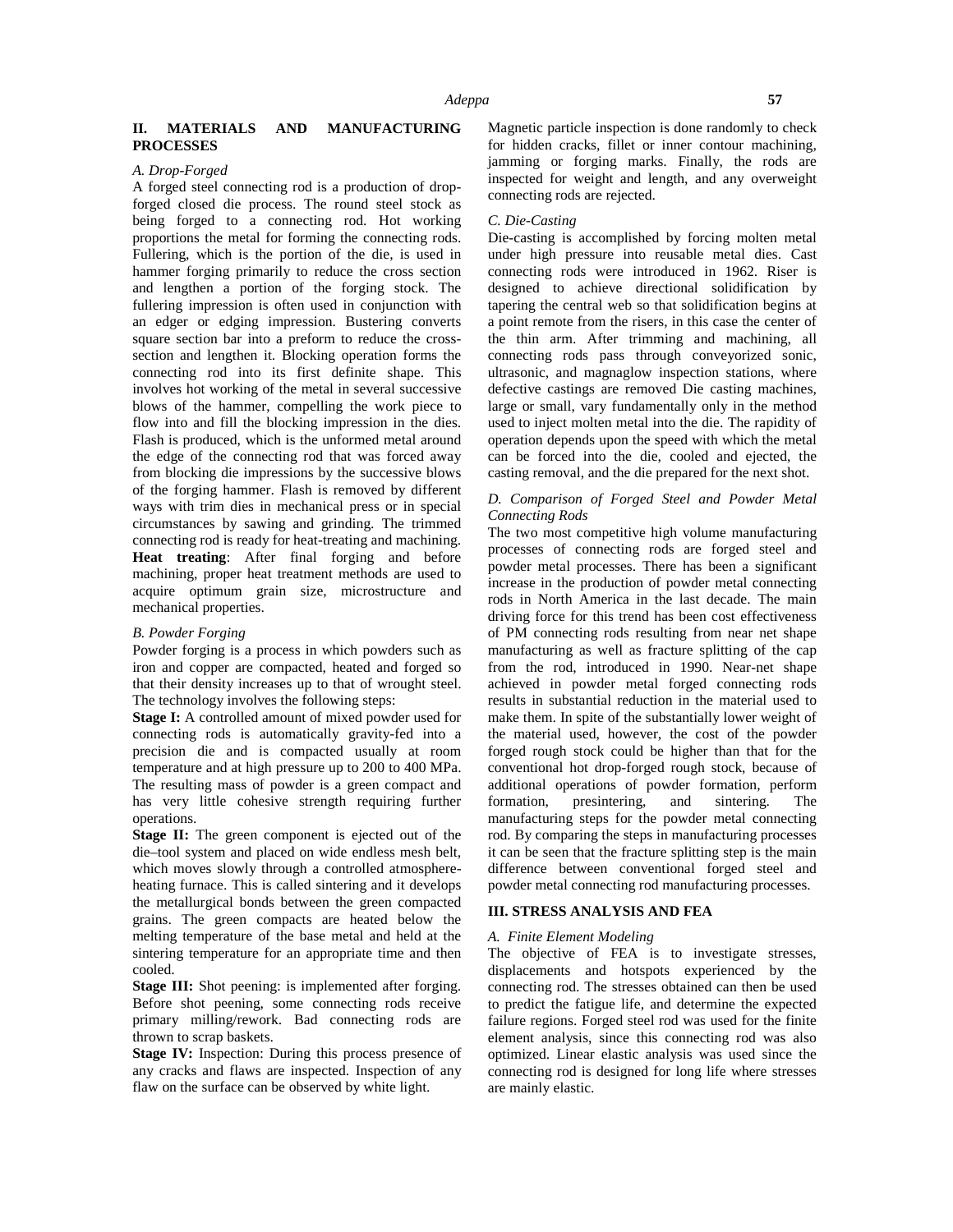## II. MATERIALS AND MANUFACTURING PROCESSES

### *A. Drop-Forged*

A forged steel connecting rod is a production of drop-forged closed die process. The round steel stock as being forged to a connecting rod. Hot working proportions the metal for forming the connecting rods. Fullering, which is the portion of the die, is used in hammer forging primarily to reduce the cross section and lengthen a portion of the forging stock. The fullering impression is often used in conjunction with an edger or edging impression. Bustering converts square section bar into a preform to reduce the cross-section and lengthen it. Blocking operation forms the connecting rod into its first definite shape. This involves hot working of the metal in several successive blows of the hammer, compelling the work piece to flow into and fill the blocking impression in the dies. Flash is produced, which is the unformed metal around the edge of the connecting rod that was forced away from blocking die impressions by the successive blows of the forging hammer. Flash is removed by different ways with trim dies in mechanical press or in special circumstances by sawing and grinding. The trimmed connecting rod is ready for heat-treating and machining. **Heat treating**: After final forging and before machining, proper heat treatment methods are used to acquire optimum grain size, microstructure and mechanical properties.

### *B. Powder Forging*

Powder forging is a process in which powders such as iron and copper are compacted, heated and forged so that their density increases up to that of wrought steel. The technology involves the following steps:

**Stage I:** A controlled amount of mixed powder used for connecting rods is automatically gravity-fed into a precision die and is compacted usually at room temperature and at high pressure up to 200 to 400 MPa. The resulting mass of powder is a green compact and has very little cohesive strength requiring further operations.

**Stage II:** The green component is ejected out of the die–tool system and placed on wide endless mesh belt, which moves slowly through a controlled atmosphere-heating furnace. This is called sintering and it develops the metallurgical bonds between the green compacted grains. The green compacts are heated below the melting temperature of the base metal and held at the sintering temperature for an appropriate time and then cooled.

**Stage III:** Shot peening: is implemented after forging. Before shot peening, some connecting rods receive primary milling/rework. Bad connecting rods are thrown to scrap baskets.

**Stage IV:** Inspection: During this process presence of any cracks and flaws are inspected. Inspection of any flaw on the surface can be observed by white light. Magnetic particle inspection is done randomly to check for hidden cracks, fillet or inner contour machining, jamming or forging marks. Finally, the rods are inspected for weight and length, and any overweight connecting rods are rejected.

### *C. Die-Casting*

Die-casting is accomplished by forcing molten metal under high pressure into reusable metal dies. Cast connecting rods were introduced in 1962. Riser is designed to achieve directional solidification by tapering the central web so that solidification begins at a point remote from the risers, in this case the center of the thin arm. After trimming and machining, all connecting rods pass through conveyorized sonic, ultrasonic, and magnaglow inspection stations, where defective castings are removed Die casting machines, large or small, vary fundamentally only in the method used to inject molten metal into the die. The rapidity of operation depends upon the speed with which the metal can be forced into the die, cooled and ejected, the casting removal, and the die prepared for the next shot.

### *D. Comparison of Forged Steel and Powder Metal Connecting Rods*

The two most competitive high volume manufacturing processes of connecting rods are forged steel and powder metal processes. There has been a significant increase in the production of powder metal connecting rods in North America in the last decade. The main driving force for this trend has been cost effectiveness of PM connecting rods resulting from near net shape manufacturing as well as fracture splitting of the cap from the rod, introduced in 1990. Near-net shape achieved in powder metal forged connecting rods results in substantial reduction in the material used to make them. In spite of the substantially lower weight of the material used, however, the cost of the powder forged rough stock could be higher than that for the conventional hot drop-forged rough stock, because of additional operations of powder formation, perform formation, presintering, and sintering. The manufacturing steps for the powder metal connecting rod. By comparing the steps in manufacturing processes it can be seen that the fracture splitting step is the main difference between conventional forged steel and powder metal connecting rod manufacturing processes.

## III. STRESS ANALYSIS AND FEA

### *A. Finite Element Modeling*

The objective of FEA is to investigate stresses, displacements and hotspots experienced by the connecting rod. The stresses obtained can then be used to predict the fatigue life, and determine the expected failure regions. Forged steel rod was used for the finite element analysis, since this connecting rod was also optimized. Linear elastic analysis was used since the connecting rod is designed for long life where stresses are mainly elastic.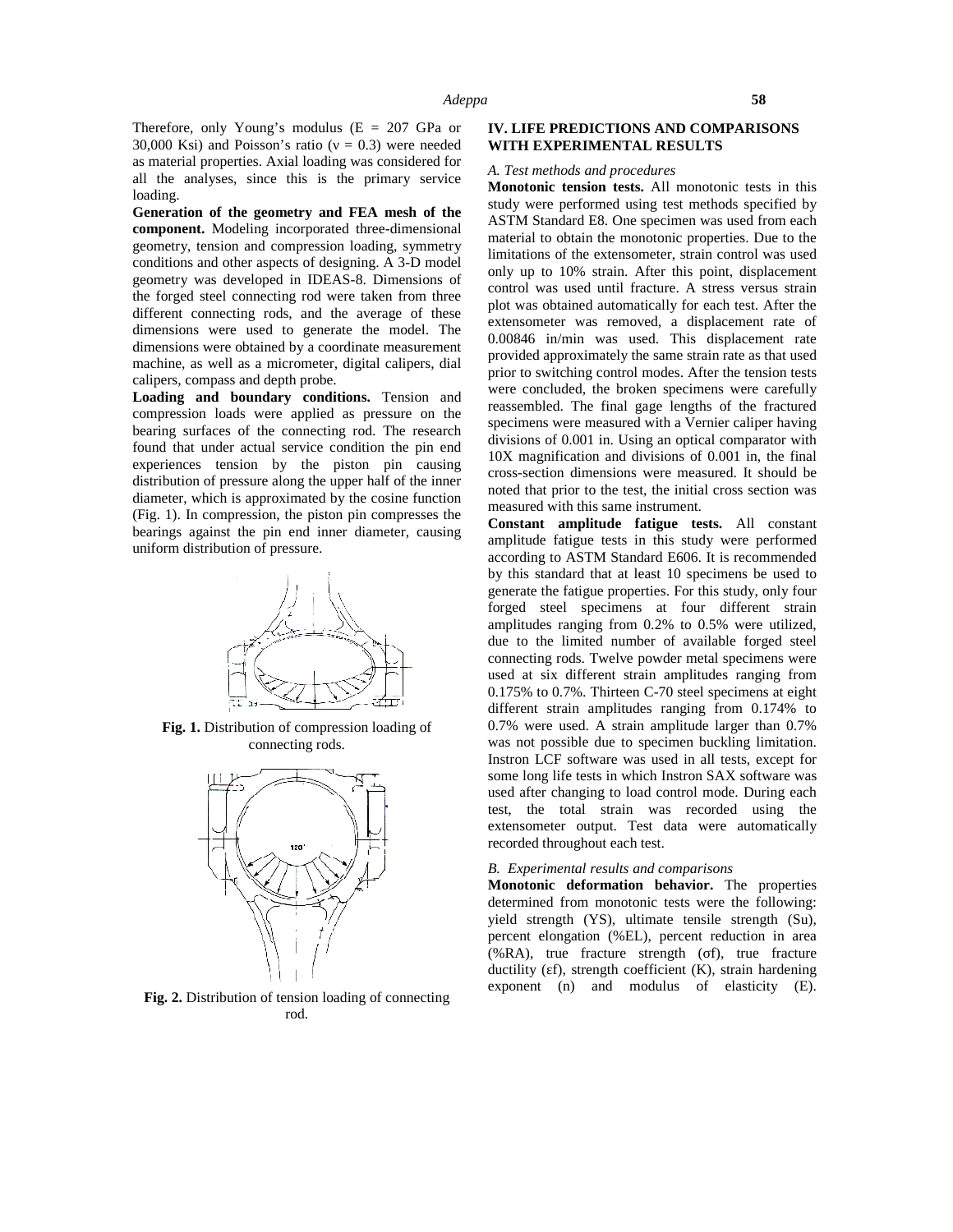Therefore, only Young's modulus (E = 207 GPa or 30,000 Ksi) and Poisson's ratio (ν = 0.3) were needed as material properties. Axial loading was considered for all the analyses, since this is the primary service loading.

**Generation of the geometry and FEA mesh of the component.** Modeling incorporated three-dimensional geometry, tension and compression loading, symmetry conditions and other aspects of designing. A 3-D model geometry was developed in IDEAS-8. Dimensions of the forged steel connecting rod were taken from three different connecting rods, and the average of these dimensions were used to generate the model. The dimensions were obtained by a coordinate measurement machine, as well as a micrometer, digital calipers, dial calipers, compass and depth probe.

**Loading and boundary conditions.** Tension and compression loads were applied as pressure on the bearing surfaces of the connecting rod. The research found that under actual service condition the pin end experiences tension by the piston pin causing distribution of pressure along the upper half of the inner diameter, which is approximated by the cosine function (Fig. 1). In compression, the piston pin compresses the bearings against the pin end inner diameter, causing uniform distribution of pressure.

**Fig. 1.** Distribution of compression loading of connecting rods.

**Fig. 2.** Distribution of tension loading of connecting rod.

## IV. LIFE PREDICTIONS AND COMPARISONS WITH EXPERIMENTAL RESULTS

### *A. Test methods and procedures*

**Monotonic tension tests.** All monotonic tests in this study were performed using test methods specified by ASTM Standard E8. One specimen was used from each material to obtain the monotonic properties. Due to the limitations of the extensometer, strain control was used only up to 10% strain. After this point, displacement control was used until fracture. A stress versus strain plot was obtained automatically for each test. After the extensometer was removed, a displacement rate of 0.00846 in/min was used. This displacement rate provided approximately the same strain rate as that used prior to switching control modes. After the tension tests were concluded, the broken specimens were carefully reassembled. The final gage lengths of the fractured specimens were measured with a Vernier caliper having divisions of 0.001 in. Using an optical comparator with 10X magnification and divisions of 0.001 in, the final cross-section dimensions were measured. It should be noted that prior to the test, the initial cross section was measured with this same instrument.

**Constant amplitude fatigue tests.** All constant amplitude fatigue tests in this study were performed according to ASTM Standard E606. It is recommended by this standard that at least 10 specimens be used to generate the fatigue properties. For this study, only four forged steel specimens at four different strain amplitudes ranging from 0.2% to 0.5% were utilized, due to the limited number of available forged steel connecting rods. Twelve powder metal specimens were used at six different strain amplitudes ranging from 0.175% to 0.7%. Thirteen C-70 steel specimens at eight different strain amplitudes ranging from 0.174% to 0.7% were used. A strain amplitude larger than 0.7% was not possible due to specimen buckling limitation. Instron LCF software was used in all tests, except for some long life tests in which Instron SAX software was used after changing to load control mode. During each test, the total strain was recorded using the extensometer output. Test data were automatically recorded throughout each test.

### *B. Experimental results and comparisons*

**Monotonic deformation behavior.** The properties determined from monotonic tests were the following: yield strength (YS), ultimate tensile strength (Su), percent elongation (%EL), percent reduction in area (%RA), true fracture strength ($\sigma_f$), true fracture ductility ($\varepsilon_f$), strength coefficient (K), strain hardening exponent (n) and modulus of elasticity (E).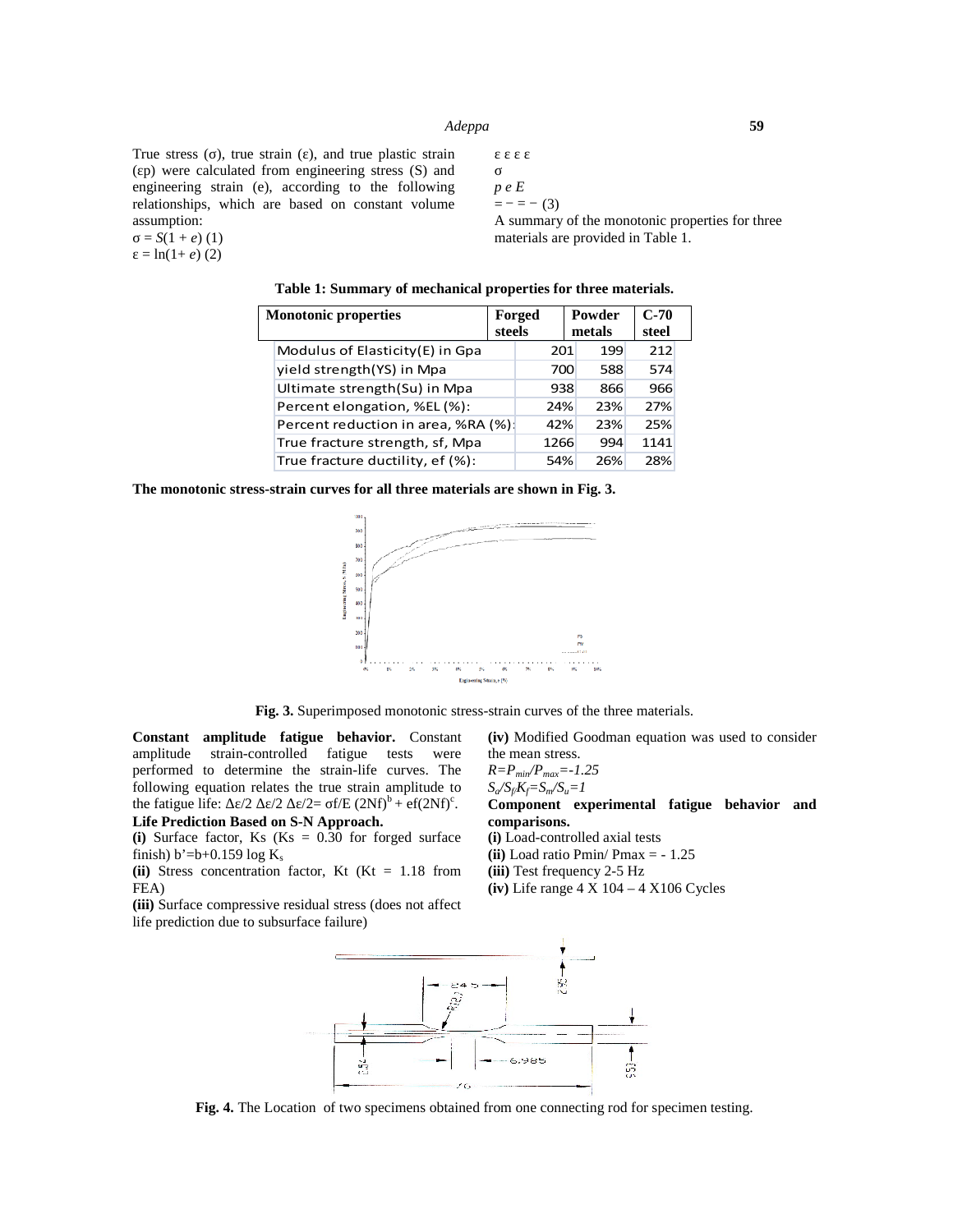True stress (σ), true strain (ε), and true plastic strain (εp) were calculated from engineering stress (S) and engineering strain (e), according to the following relationships, which are based on constant volume assumption:

$\sigma = S(1 + e)$ (1)

$\varepsilon = \ln(1+ e)$ (2)

$\varepsilon_p = \varepsilon - \varepsilon_e = \varepsilon - \frac{\sigma}{E}$ (3)

A summary of the monotonic properties for three materials are provided in Table 1.

**Table 1: Summary of mechanical properties for three materials.**

| Monotonic properties | Forged steels | Powder metals | C-70 steel |
|---|---|---|---|
| Modulus of Elasticity(E) in Gpa | 201 | 199 | 212 |
| yield strength(YS) in Mpa | 700 | 588 | 574 |
| Ultimate strength(Su) in Mpa | 938 | 866 | 966 |
| Percent elongation, %EL (%): | 24% | 23% | 27% |
| Percent reduction in area, %RA (%): | 42% | 23% | 25% |
| True fracture strength, sf, Mpa | 1266 | 994 | 1141 |
| True fracture ductility, ef (%): | 54% | 26% | 28% |

**The monotonic stress-strain curves for all three materials are shown in Fig. 3.**

**Fig. 3.** Superimposed monotonic stress-strain curves of the three materials.

**Constant amplitude fatigue behavior.** Constant amplitude strain-controlled fatigue tests were performed to determine the strain-life curves. The following equation relates the true strain amplitude to the fatigue life: $\Delta\varepsilon/2 = \sigma_f/E\,(2N_f)^b + \varepsilon_f(2N_f)^c$.

**Life Prediction Based on S-N Approach.**

**(i)** Surface factor, Ks (Ks = 0.30 for forged surface finish) $b' = b + 0.159 \log K_s$

**(ii)** Stress concentration factor, Kt (Kt = 1.18 from FEA)

**(iii)** Surface compressive residual stress (does not affect life prediction due to subsurface failure)

**(iv)** Modified Goodman equation was used to consider the mean stress.

$R = P_{min}/P_{max} = -1.25$

$S_a/S_f/K_f = S_m/S_u = 1$

**Component experimental fatigue behavior and comparisons.**

**(i)** Load-controlled axial tests

**(ii)** Load ratio Pmin/ Pmax = - 1.25

**(iii)** Test frequency 2-5 Hz

**(iv)** Life range 4 X 104 – 4 X106 Cycles

**Fig. 4.** The Location of two specimens obtained from one connecting rod for specimen testing.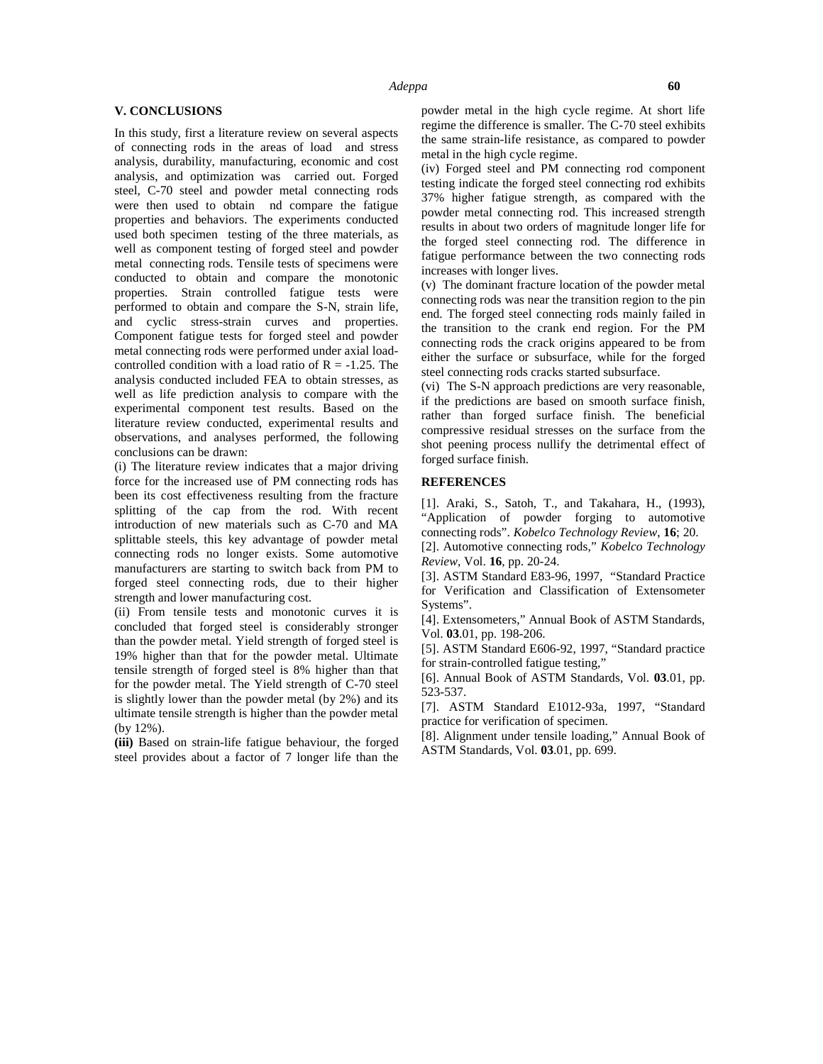## V. CONCLUSIONS

In this study, first a literature review on several aspects of connecting rods in the areas of load and stress analysis, durability, manufacturing, economic and cost analysis, and optimization was carried out. Forged steel, C-70 steel and powder metal connecting rods were then used to obtain nd compare the fatigue properties and behaviors. The experiments conducted used both specimen testing of the three materials, as well as component testing of forged steel and powder metal connecting rods. Tensile tests of specimens were conducted to obtain and compare the monotonic properties. Strain controlled fatigue tests were performed to obtain and compare the S-N, strain life, and cyclic stress-strain curves and properties. Component fatigue tests for forged steel and powder metal connecting rods were performed under axial load-controlled condition with a load ratio of $R = -1.25$. The analysis conducted included FEA to obtain stresses, as well as life prediction analysis to compare with the experimental component test results. Based on the literature review conducted, experimental results and observations, and analyses performed, the following conclusions can be drawn:

(i) The literature review indicates that a major driving force for the increased use of PM connecting rods has been its cost effectiveness resulting from the fracture splitting of the cap from the rod. With recent introduction of new materials such as C-70 and MA splittable steels, this key advantage of powder metal connecting rods no longer exists. Some automotive manufacturers are starting to switch back from PM to forged steel connecting rods, due to their higher strength and lower manufacturing cost.

(ii) From tensile tests and monotonic curves it is concluded that forged steel is considerably stronger than the powder metal. Yield strength of forged steel is 19% higher than that for the powder metal. Ultimate tensile strength of forged steel is 8% higher than that for the powder metal. The Yield strength of C-70 steel is slightly lower than the powder metal (by 2%) and its ultimate tensile strength is higher than the powder metal (by 12%).

**(iii)** Based on strain-life fatigue behaviour, the forged steel provides about a factor of 7 longer life than the powder metal in the high cycle regime. At short life regime the difference is smaller. The C-70 steel exhibits the same strain-life resistance, as compared to powder metal in the high cycle regime.

(iv) Forged steel and PM connecting rod component testing indicate the forged steel connecting rod exhibits 37% higher fatigue strength, as compared with the powder metal connecting rod. This increased strength results in about two orders of magnitude longer life for the forged steel connecting rod. The difference in fatigue performance between the two connecting rods increases with longer lives.

(v) The dominant fracture location of the powder metal connecting rods was near the transition region to the pin end. The forged steel connecting rods mainly failed in the transition to the crank end region. For the PM connecting rods the crack origins appeared to be from either the surface or subsurface, while for the forged steel connecting rods cracks started subsurface.

(vi) The S-N approach predictions are very reasonable, if the predictions are based on smooth surface finish, rather than forged surface finish. The beneficial compressive residual stresses on the surface from the shot peening process nullify the detrimental effect of forged surface finish.

## REFERENCES

[1]. Araki, S., Satoh, T., and Takahara, H., (1993), "Application of powder forging to automotive connecting rods". *Kobelco Technology Review*, **16**; 20.

[2]. Automotive connecting rods," *Kobelco Technology Review*, Vol. **16**, pp. 20-24.

[3]. ASTM Standard E83-96, 1997, "Standard Practice for Verification and Classification of Extensometer Systems".

[4]. Extensometers," Annual Book of ASTM Standards, Vol. **03**.01, pp. 198-206.

[5]. ASTM Standard E606-92, 1997, "Standard practice for strain-controlled fatigue testing,"

[6]. Annual Book of ASTM Standards, Vol. **03**.01, pp. 523-537.

[7]. ASTM Standard E1012-93a, 1997, "Standard practice for verification of specimen.

[8]. Alignment under tensile loading," Annual Book of ASTM Standards, Vol. **03**.01, pp. 699.